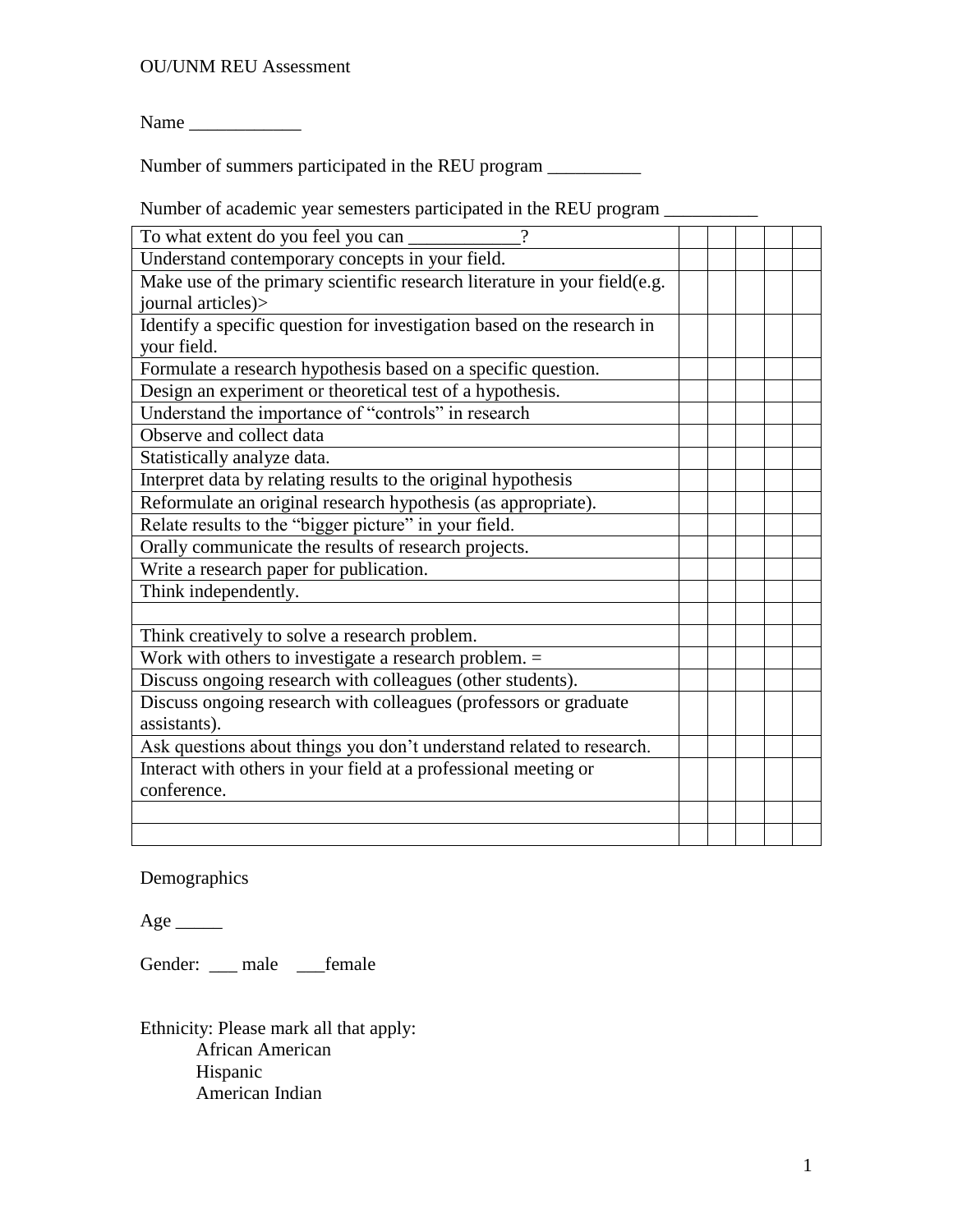OU/UNM REU Assessment

Name ____________

Number of summers participated in the REU program __________

Number of academic year semesters participated in the REU program __________

| To what extent do you feel you can ____________? | | | | | |
|---|---|---|---|---|---|
| Understand contemporary concepts in your field. | | | | | |
| Make use of the primary scientific research literature in your field(e.g. journal articles)> | | | | | |
| Identify a specific question for investigation based on the research in your field. | | | | | |
| Formulate a research hypothesis based on a specific question. | | | | | |
| Design an experiment or theoretical test of a hypothesis. | | | | | |
| Understand the importance of "controls" in research | | | | | |
| Observe and collect data | | | | | |
| Statistically analyze data. | | | | | |
| Interpret data by relating results to the original hypothesis | | | | | |
| Reformulate an original research hypothesis (as appropriate). | | | | | |
| Relate results to the "bigger picture" in your field. | | | | | |
| Orally communicate the results of research projects. | | | | | |
| Write a research paper for publication. | | | | | |
| Think independently. | | | | | |
| | | | | | |
| Think creatively to solve a research problem. | | | | | |
| Work with others to investigate a research problem. = | | | | | |
| Discuss ongoing research with colleagues (other students). | | | | | |
| Discuss ongoing research with colleagues (professors or graduate assistants). | | | | | |
| Ask questions about things you don't understand related to research. | | | | | |
| Interact with others in your field at a professional meeting or conference. | | | | | |
| | | | | | |
| | | | | | |

Demographics

Age _____

Gender: ___ male ___female

Ethnicity: Please mark all that apply:

African American
Hispanic
American Indian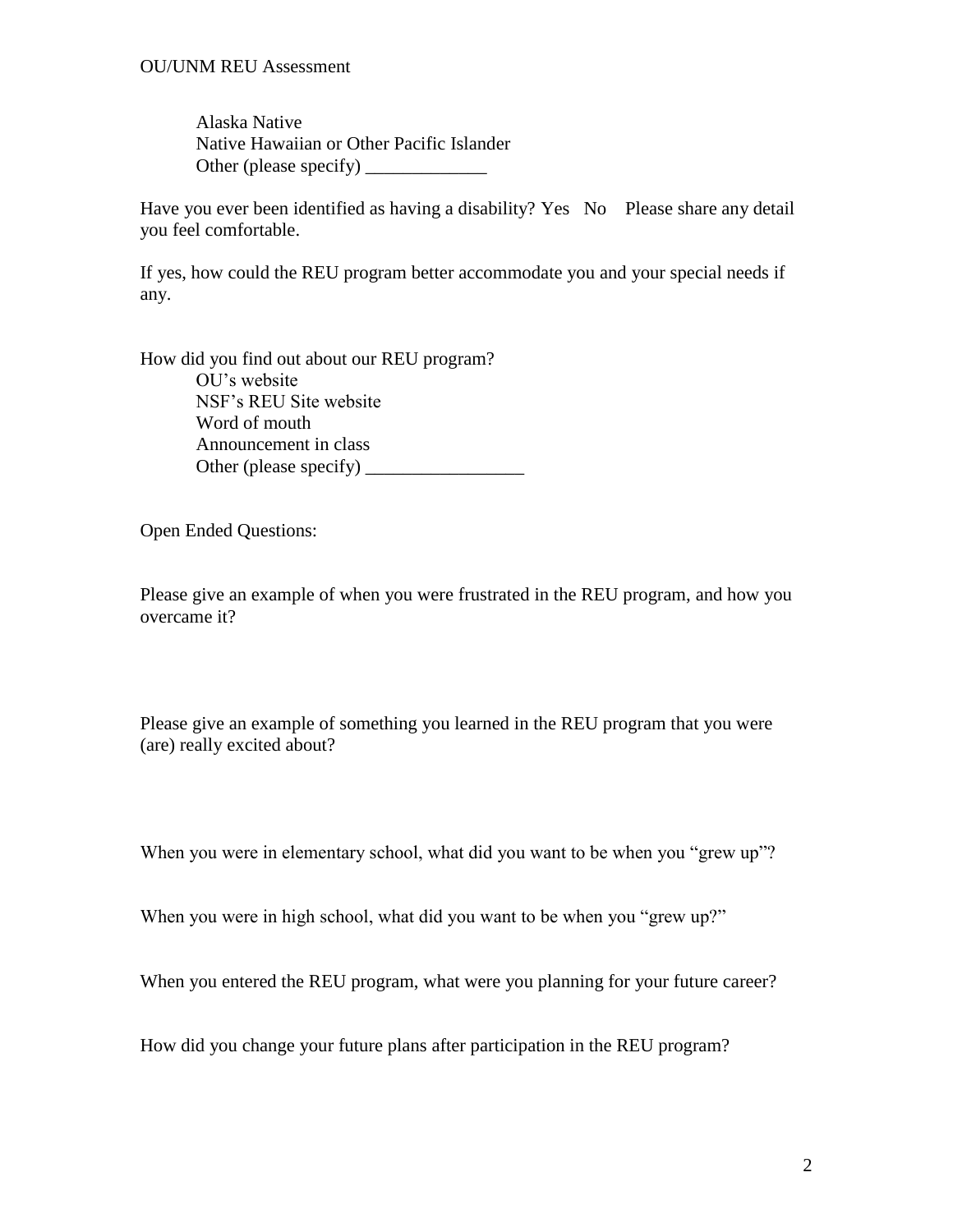Alaska Native
Native Hawaiian or Other Pacific Islander
Other (please specify) _____________

Have you ever been identified as having a disability? Yes   No    Please share any detail you feel comfortable.

If yes, how could the REU program better accommodate you and your special needs if any.

How did you find out about our REU program?

OU's website
NSF's REU Site website
Word of mouth
Announcement in class
Other (please specify) _________________

Open Ended Questions:

Please give an example of when you were frustrated in the REU program, and how you overcame it?

Please give an example of something you learned in the REU program that you were (are) really excited about?

When you were in elementary school, what did you want to be when you "grew up"?

When you were in high school, what did you want to be when you "grew up?"

When you entered the REU program, what were you planning for your future career?

How did you change your future plans after participation in the REU program?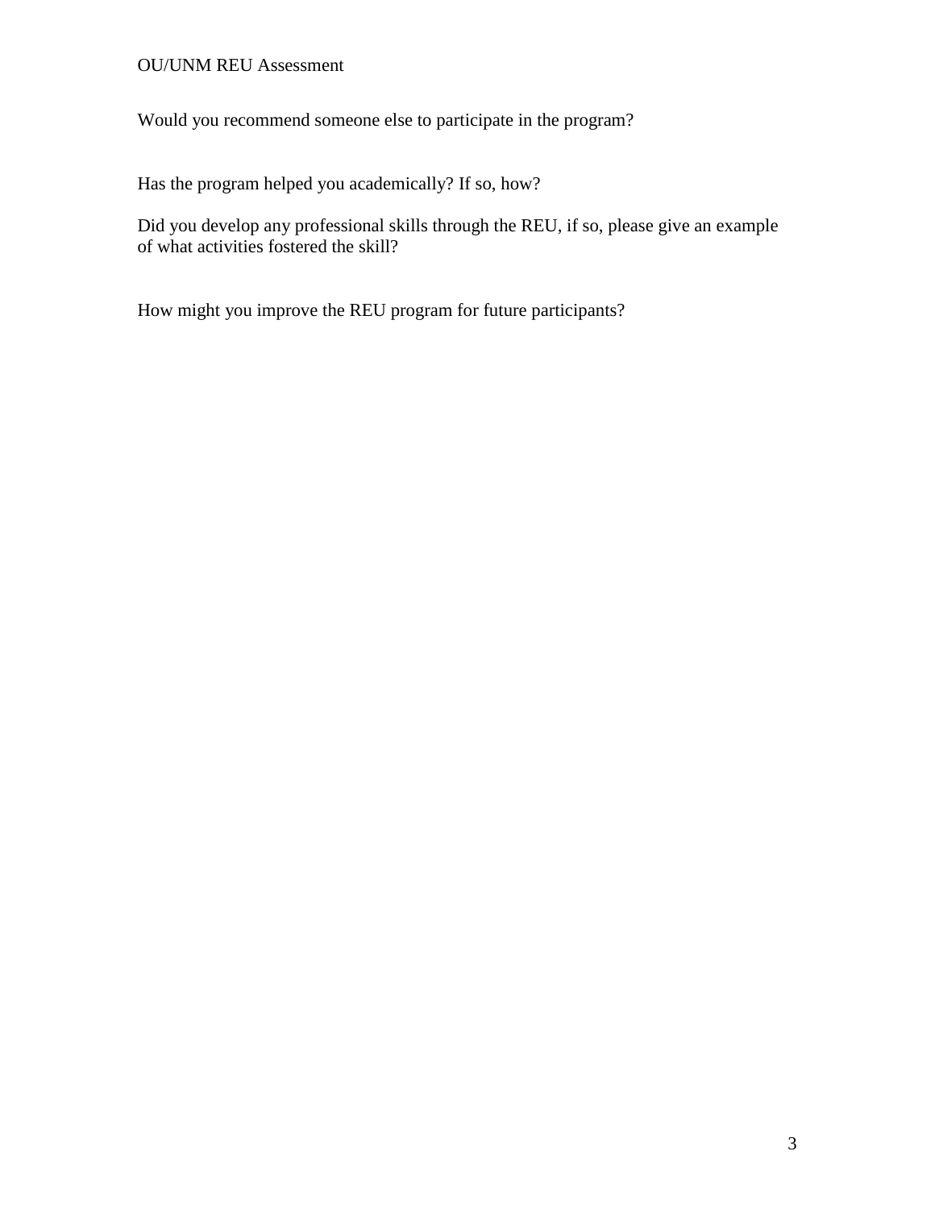Would you recommend someone else to participate in the program?

Has the program helped you academically? If so, how?

Did you develop any professional skills through the REU, if so, please give an example of what activities fostered the skill?

How might you improve the REU program for future participants?